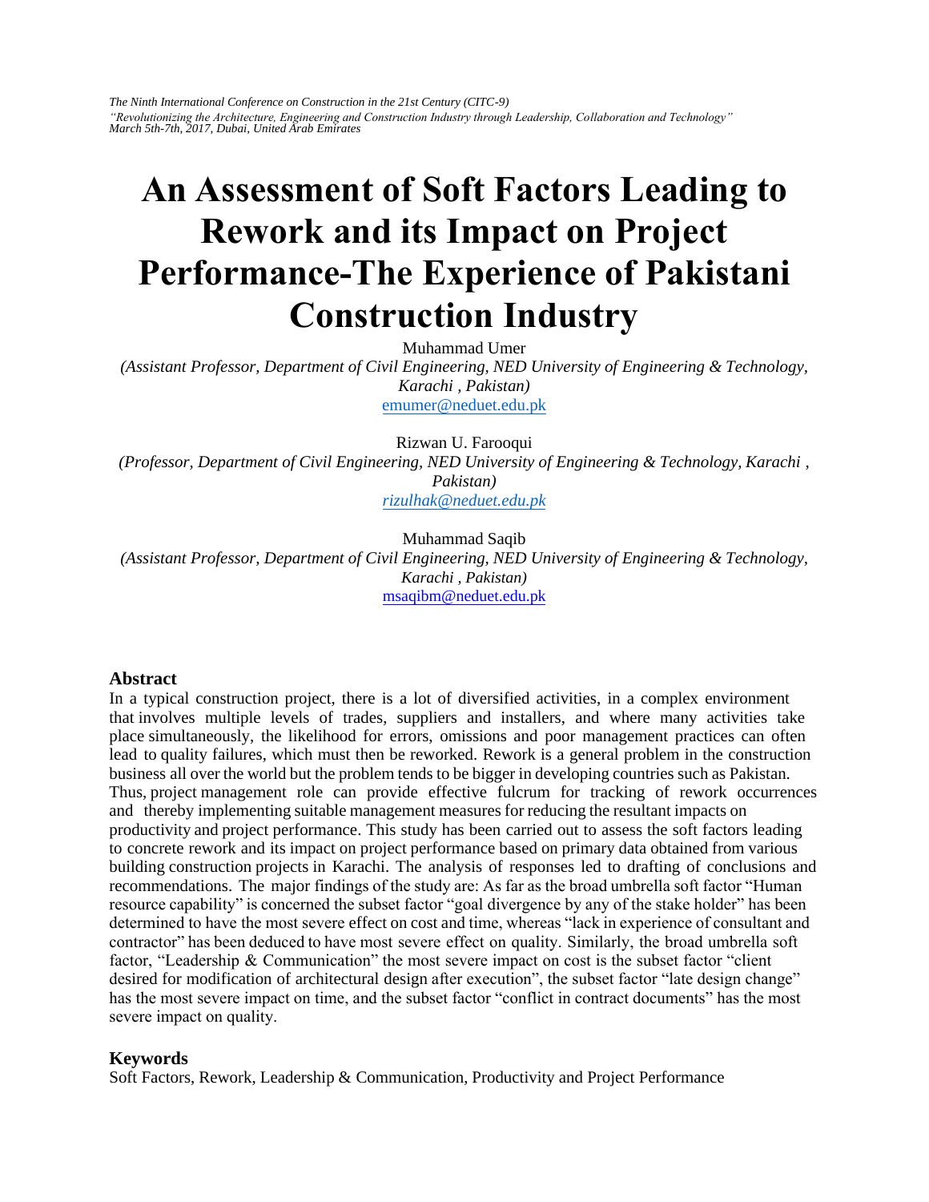*The Ninth International Conference on Construction in the 21st Century (CITC-9)*
*"Revolutionizing the Architecture, Engineering and Construction Industry through Leadership, Collaboration and Technology"*
*March 5th-7th, 2017, Dubai, United Arab Emirates*

# An Assessment of Soft Factors Leading to Rework and its Impact on Project Performance-The Experience of Pakistani Construction Industry

Muhammad Umer
*(Assistant Professor, Department of Civil Engineering, NED University of Engineering & Technology, Karachi , Pakistan)*
emumer@neduet.edu.pk

Rizwan U. Farooqui
*(Professor, Department of Civil Engineering, NED University of Engineering & Technology, Karachi , Pakistan)*
*rizulhak@neduet.edu.pk*

Muhammad Saqib
*(Assistant Professor, Department of Civil Engineering, NED University of Engineering & Technology, Karachi , Pakistan)*
msaqibm@neduet.edu.pk

## Abstract

In a typical construction project, there is a lot of diversified activities, in a complex environment that involves multiple levels of trades, suppliers and installers, and where many activities take place simultaneously, the likelihood for errors, omissions and poor management practices can often lead to quality failures, which must then be reworked. Rework is a general problem in the construction business all over the world but the problem tends to be bigger in developing countries such as Pakistan. Thus, project management role can provide effective fulcrum for tracking of rework occurrences and thereby implementing suitable management measures for reducing the resultant impacts on productivity and project performance. This study has been carried out to assess the soft factors leading to concrete rework and its impact on project performance based on primary data obtained from various building construction projects in Karachi. The analysis of responses led to drafting of conclusions and recommendations. The major findings of the study are: As far as the broad umbrella soft factor "Human resource capability" is concerned the subset factor "goal divergence by any of the stake holder" has been determined to have the most severe effect on cost and time, whereas "lack in experience of consultant and contractor" has been deduced to have most severe effect on quality. Similarly, the broad umbrella soft factor, "Leadership & Communication" the most severe impact on cost is the subset factor "client desired for modification of architectural design after execution", the subset factor "late design change" has the most severe impact on time, and the subset factor "conflict in contract documents" has the most severe impact on quality.

## Keywords

Soft Factors, Rework, Leadership & Communication, Productivity and Project Performance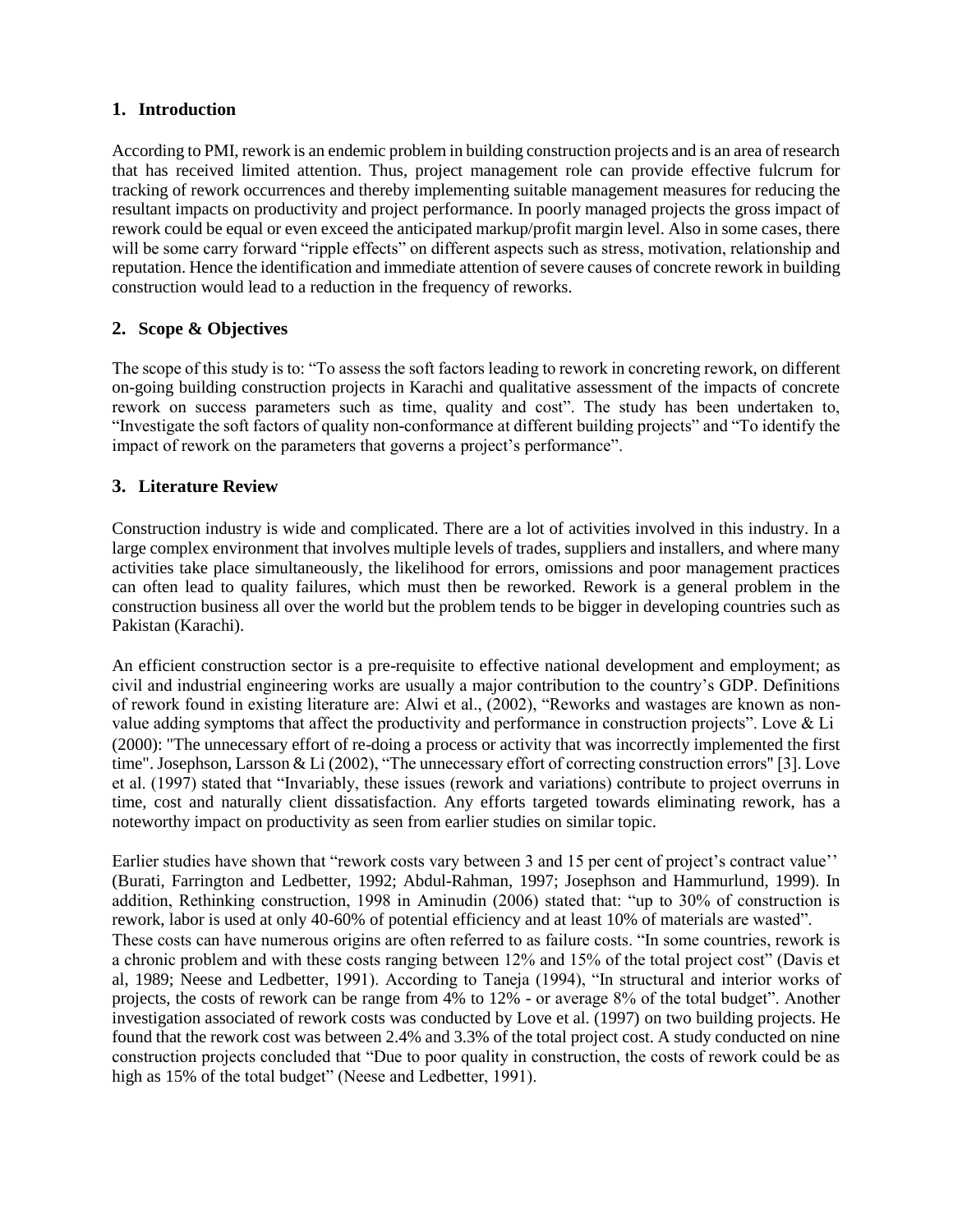## 1. Introduction

According to PMI, rework is an endemic problem in building construction projects and is an area of research that has received limited attention. Thus, project management role can provide effective fulcrum for tracking of rework occurrences and thereby implementing suitable management measures for reducing the resultant impacts on productivity and project performance. In poorly managed projects the gross impact of rework could be equal or even exceed the anticipated markup/profit margin level. Also in some cases, there will be some carry forward "ripple effects" on different aspects such as stress, motivation, relationship and reputation. Hence the identification and immediate attention of severe causes of concrete rework in building construction would lead to a reduction in the frequency of reworks.

## 2. Scope & Objectives

The scope of this study is to: "To assess the soft factors leading to rework in concreting rework, on different on-going building construction projects in Karachi and qualitative assessment of the impacts of concrete rework on success parameters such as time, quality and cost". The study has been undertaken to, "Investigate the soft factors of quality non-conformance at different building projects" and "To identify the impact of rework on the parameters that governs a project's performance".

## 3. Literature Review

Construction industry is wide and complicated. There are a lot of activities involved in this industry. In a large complex environment that involves multiple levels of trades, suppliers and installers, and where many activities take place simultaneously, the likelihood for errors, omissions and poor management practices can often lead to quality failures, which must then be reworked. Rework is a general problem in the construction business all over the world but the problem tends to be bigger in developing countries such as Pakistan (Karachi).

An efficient construction sector is a pre-requisite to effective national development and employment; as civil and industrial engineering works are usually a major contribution to the country's GDP. Definitions of rework found in existing literature are: Alwi et al., (2002), "Reworks and wastages are known as non-value adding symptoms that affect the productivity and performance in construction projects". Love & Li (2000): "The unnecessary effort of re-doing a process or activity that was incorrectly implemented the first time". Josephson, Larsson & Li (2002), "The unnecessary effort of correcting construction errors" [3]. Love et al. (1997) stated that "Invariably, these issues (rework and variations) contribute to project overruns in time, cost and naturally client dissatisfaction. Any efforts targeted towards eliminating rework, has a noteworthy impact on productivity as seen from earlier studies on similar topic.

Earlier studies have shown that "rework costs vary between 3 and 15 per cent of project's contract value'' (Burati, Farrington and Ledbetter, 1992; Abdul-Rahman, 1997; Josephson and Hammurlund, 1999). In addition, Rethinking construction, 1998 in Aminudin (2006) stated that: "up to 30% of construction is rework, labor is used at only 40-60% of potential efficiency and at least 10% of materials are wasted".
These costs can have numerous origins are often referred to as failure costs. "In some countries, rework is a chronic problem and with these costs ranging between 12% and 15% of the total project cost" (Davis et al, 1989; Neese and Ledbetter, 1991). According to Taneja (1994), "In structural and interior works of projects, the costs of rework can be range from 4% to 12% - or average 8% of the total budget". Another investigation associated of rework costs was conducted by Love et al. (1997) on two building projects. He found that the rework cost was between 2.4% and 3.3% of the total project cost. A study conducted on nine construction projects concluded that "Due to poor quality in construction, the costs of rework could be as high as 15% of the total budget" (Neese and Ledbetter, 1991).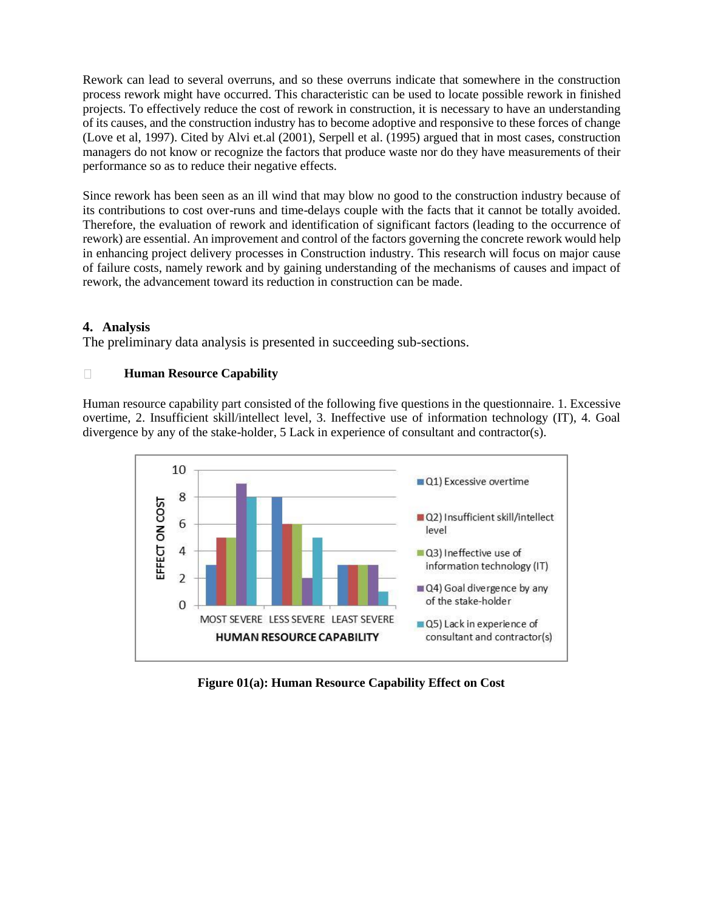Rework can lead to several overruns, and so these overruns indicate that somewhere in the construction process rework might have occurred. This characteristic can be used to locate possible rework in finished projects. To effectively reduce the cost of rework in construction, it is necessary to have an understanding of its causes, and the construction industry has to become adoptive and responsive to these forces of change (Love et al, 1997). Cited by Alvi et.al (2001), Serpell et al. (1995) argued that in most cases, construction managers do not know or recognize the factors that produce waste nor do they have measurements of their performance so as to reduce their negative effects.

Since rework has been seen as an ill wind that may blow no good to the construction industry because of its contributions to cost over-runs and time-delays couple with the facts that it cannot be totally avoided. Therefore, the evaluation of rework and identification of significant factors (leading to the occurrence of rework) are essential. An improvement and control of the factors governing the concrete rework would help in enhancing project delivery processes in Construction industry. This research will focus on major cause of failure costs, namely rework and by gaining understanding of the mechanisms of causes and impact of rework, the advancement toward its reduction in construction can be made.

## 4. Analysis

The preliminary data analysis is presented in succeeding sub-sections.

### Human Resource Capability

Human resource capability part consisted of the following five questions in the questionnaire. 1. Excessive overtime, 2. Insufficient skill/intellect level, 3. Ineffective use of information technology (IT), 4. Goal divergence by any of the stake-holder, 5 Lack in experience of consultant and contractor(s).

| HUMAN RESOURCE CAPABILITY (EFFECT ON COST) | Q1) Excessive overtime | Q2) Insufficient skill/intellect level | Q3) Ineffective use of information technology (IT) | Q4) Goal divergence by any of the stake-holder | Q5) Lack in experience of consultant and contractor(s) |
|---|---|---|---|---|---|
| MOST SEVERE | 3 | 5 | 5 | 9 | 8 |
| LESS SEVERE | 8 | 6 | 6 | 2 | 5 |
| LEAST SEVERE | 3 | 3 | 3 | 3 | 1 |

**Figure 01(a): Human Resource Capability Effect on Cost**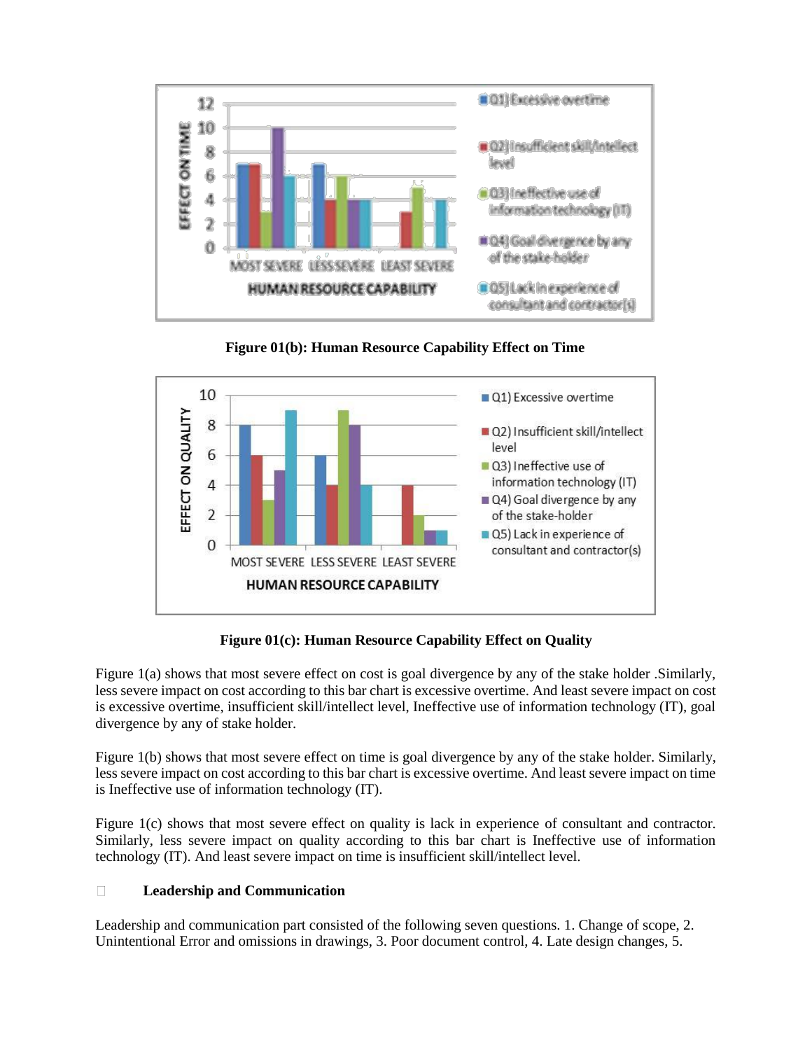Figure 01(b): Human Resource Capability Effect on Time

Figure 01(c): Human Resource Capability Effect on Quality

Figure 1(a) shows that most severe effect on cost is goal divergence by any of the stake holder .Similarly, less severe impact on cost according to this bar chart is excessive overtime. And least severe impact on cost is excessive overtime, insufficient skill/intellect level, Ineffective use of information technology (IT), goal divergence by any of stake holder.

Figure 1(b) shows that most severe effect on time is goal divergence by any of the stake holder. Similarly, less severe impact on cost according to this bar chart is excessive overtime. And least severe impact on time is Ineffective use of information technology (IT).

Figure 1(c) shows that most severe effect on quality is lack in experience of consultant and contractor. Similarly, less severe impact on quality according to this bar chart is Ineffective use of information technology (IT). And least severe impact on time is insufficient skill/intellect level.

- **Leadership and Communication**

Leadership and communication part consisted of the following seven questions. 1. Change of scope, 2. Unintentional Error and omissions in drawings, 3. Poor document control, 4. Late design changes, 5.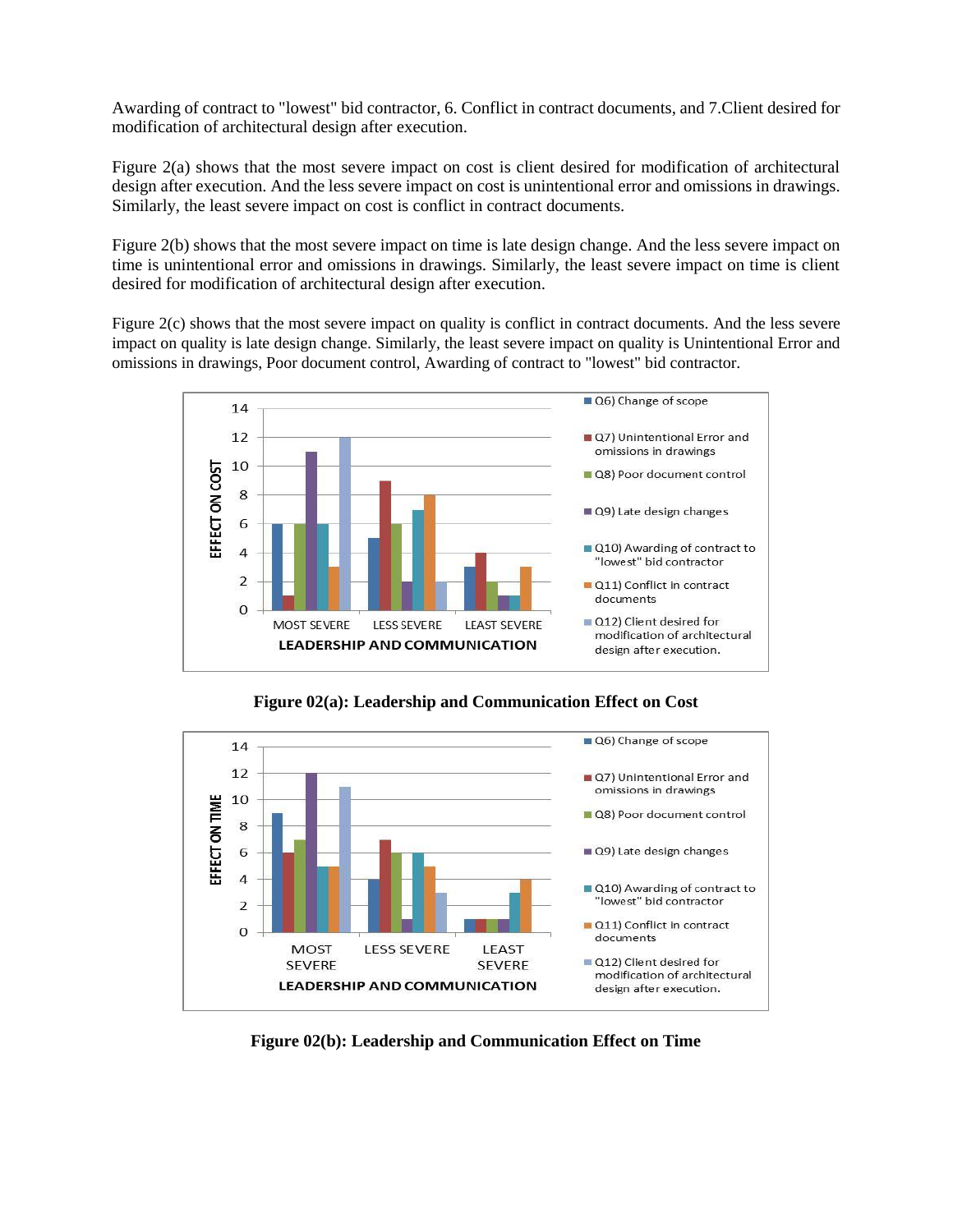Awarding of contract to "lowest" bid contractor, 6. Conflict in contract documents, and 7.Client desired for modification of architectural design after execution.

Figure 2(a) shows that the most severe impact on cost is client desired for modification of architectural design after execution. And the less severe impact on cost is unintentional error and omissions in drawings. Similarly, the least severe impact on cost is conflict in contract documents.

Figure 2(b) shows that the most severe impact on time is late design change. And the less severe impact on time is unintentional error and omissions in drawings. Similarly, the least severe impact on time is client desired for modification of architectural design after execution.

Figure 2(c) shows that the most severe impact on quality is conflict in contract documents. And the less severe impact on quality is late design change. Similarly, the least severe impact on quality is Unintentional Error and omissions in drawings, Poor document control, Awarding of contract to "lowest" bid contractor.

**Figure 02(a): Leadership and Communication Effect on Cost**

**Figure 02(b): Leadership and Communication Effect on Time**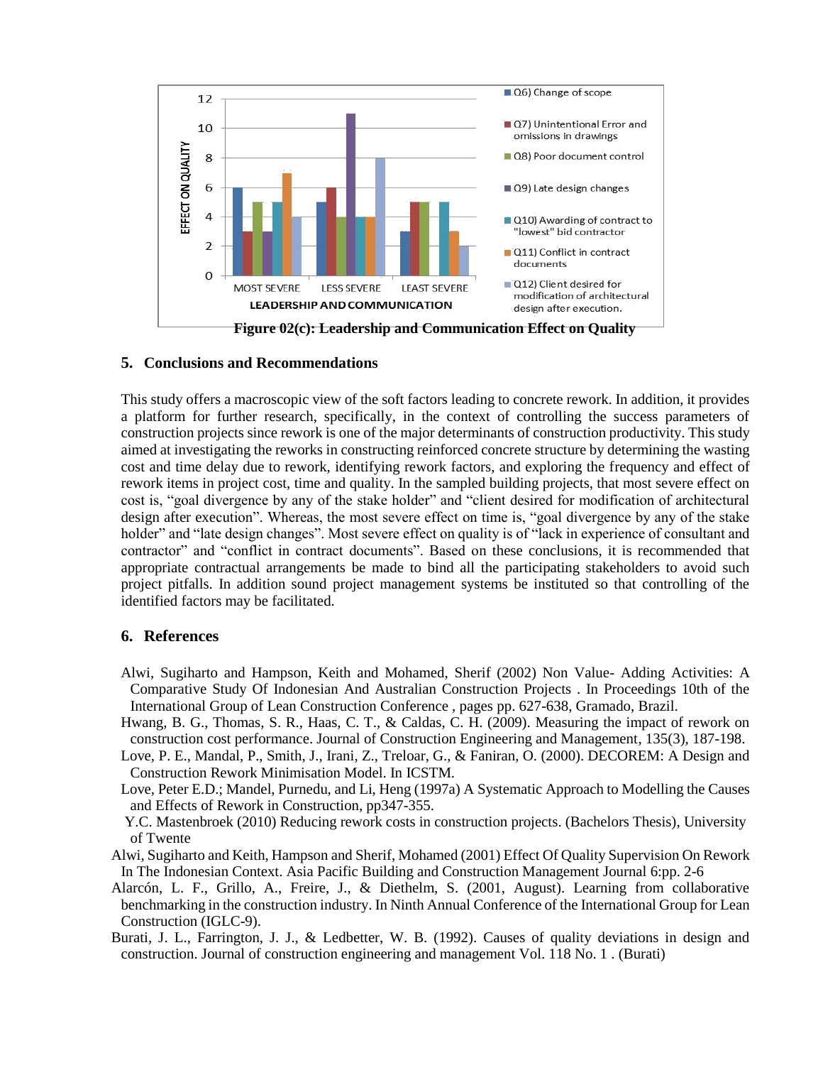Figure 02(c): Leadership and Communication Effect on Quality

## 5. Conclusions and Recommendations

This study offers a macroscopic view of the soft factors leading to concrete rework. In addition, it provides a platform for further research, specifically, in the context of controlling the success parameters of construction projects since rework is one of the major determinants of construction productivity. This study aimed at investigating the reworks in constructing reinforced concrete structure by determining the wasting cost and time delay due to rework, identifying rework factors, and exploring the frequency and effect of rework items in project cost, time and quality. In the sampled building projects, that most severe effect on cost is, "goal divergence by any of the stake holder" and "client desired for modification of architectural design after execution". Whereas, the most severe effect on time is, "goal divergence by any of the stake holder" and "late design changes". Most severe effect on quality is of "lack in experience of consultant and contractor" and "conflict in contract documents". Based on these conclusions, it is recommended that appropriate contractual arrangements be made to bind all the participating stakeholders to avoid such project pitfalls. In addition sound project management systems be instituted so that controlling of the identified factors may be facilitated.

## 6. References

Alwi, Sugiharto and Hampson, Keith and Mohamed, Sherif (2002) Non Value- Adding Activities: A Comparative Study Of Indonesian And Australian Construction Projects . In Proceedings 10th of the International Group of Lean Construction Conference , pages pp. 627-638, Gramado, Brazil.

Hwang, B. G., Thomas, S. R., Haas, C. T., & Caldas, C. H. (2009). Measuring the impact of rework on construction cost performance. Journal of Construction Engineering and Management, 135(3), 187-198.

Love, P. E., Mandal, P., Smith, J., Irani, Z., Treloar, G., & Faniran, O. (2000). DECOREM: A Design and Construction Rework Minimisation Model. In ICSTM.

Love, Peter E.D.; Mandel, Purnedu, and Li, Heng (1997a) A Systematic Approach to Modelling the Causes and Effects of Rework in Construction, pp347-355.

Y.C. Mastenbroek (2010) Reducing rework costs in construction projects. (Bachelors Thesis), University of Twente

Alwi, Sugiharto and Keith, Hampson and Sherif, Mohamed (2001) Effect Of Quality Supervision On Rework In The Indonesian Context. Asia Pacific Building and Construction Management Journal 6:pp. 2-6

Alarcón, L. F., Grillo, A., Freire, J., & Diethelm, S. (2001, August). Learning from collaborative benchmarking in the construction industry. In Ninth Annual Conference of the International Group for Lean Construction (IGLC-9).

Burati, J. L., Farrington, J. J., & Ledbetter, W. B. (1992). Causes of quality deviations in design and construction. Journal of construction engineering and management Vol. 118 No. 1 . (Burati)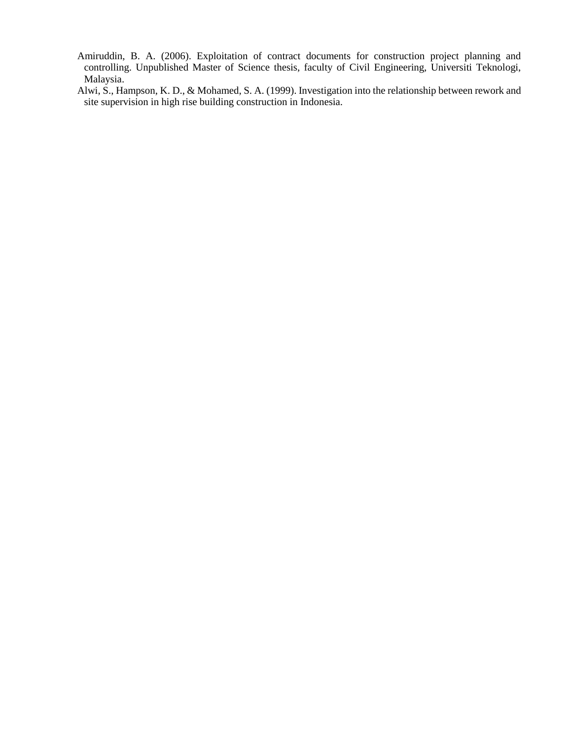Amiruddin, B. A. (2006). Exploitation of contract documents for construction project planning and controlling. Unpublished Master of Science thesis, faculty of Civil Engineering, Universiti Teknologi, Malaysia.

Alwi, S., Hampson, K. D., & Mohamed, S. A. (1999). Investigation into the relationship between rework and site supervision in high rise building construction in Indonesia.